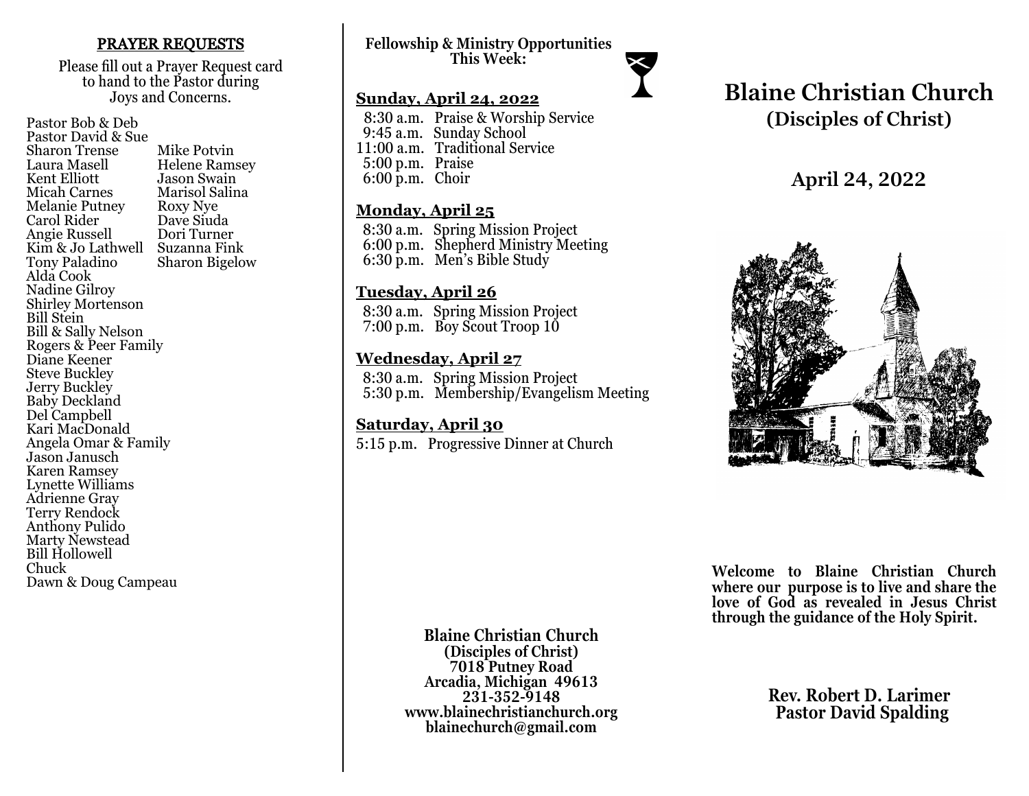## PRAYER REQUESTS

Please fill out a Prayer Request card to hand to the Pastor during Joys and Concerns.

Pastor Bob & Deb
Pastor David & Sue
Sharon Trense
Laura Masell
Kent Elliott
Micah Carnes
Melanie Putney
Carol Rider
Angie Russell
Kim & Jo Lathwell
Tony Paladino
Alda Cook
Nadine Gilroy
Shirley Mortenson
Bill Stein
Bill & Sally Nelson
Rogers & Peer Family
Diane Keener
Steve Buckley
Jerry Buckley
Baby Deckland
Del Campbell
Kari MacDonald
Angela Omar & Family
Jason Janusch
Karen Ramsey
Lynette Williams
Adrienne Gray
Terry Rendock
Anthony Pulido
Marty Newstead
Bill Hollowell
Chuck
Dawn & Doug Campeau
Mike Potvin
Helene Ramsey
Jason Swain
Marisol Salina
Roxy Nye
Dave Siuda
Dori Turner
Suzanna Fink
Sharon Bigelow

**Fellowship & Ministry Opportunities This Week:**

**Sunday, April 24, 2022**

8:30 a.m. Praise & Worship Service
9:45 a.m. Sunday School
11:00 a.m. Traditional Service
5:00 p.m. Praise
6:00 p.m. Choir

**Monday, April 25**

8:30 a.m. Spring Mission Project
6:00 p.m. Shepherd Ministry Meeting
6:30 p.m. Men's Bible Study

**Tuesday, April 26**

8:30 a.m. Spring Mission Project
7:00 p.m. Boy Scout Troop 10

**Wednesday, April 27**

8:30 a.m. Spring Mission Project
5:30 p.m. Membership/Evangelism Meeting

**Saturday, April 30**

5:15 p.m. Progressive Dinner at Church

**Blaine Christian Church**
**(Disciples of Christ)**
**7018 Putney Road**
**Arcadia, Michigan 49613**
**231-352-9148**
**www.blainechristianchurch.org**
**blainechurch@gmail.com**

# Blaine Christian Church
## (Disciples of Christ)

## April 24, 2022

**Welcome to Blaine Christian Church where our purpose is to live and share the love of God as revealed in Jesus Christ through the guidance of the Holy Spirit.**

**Rev. Robert D. Larimer**
**Pastor David Spalding**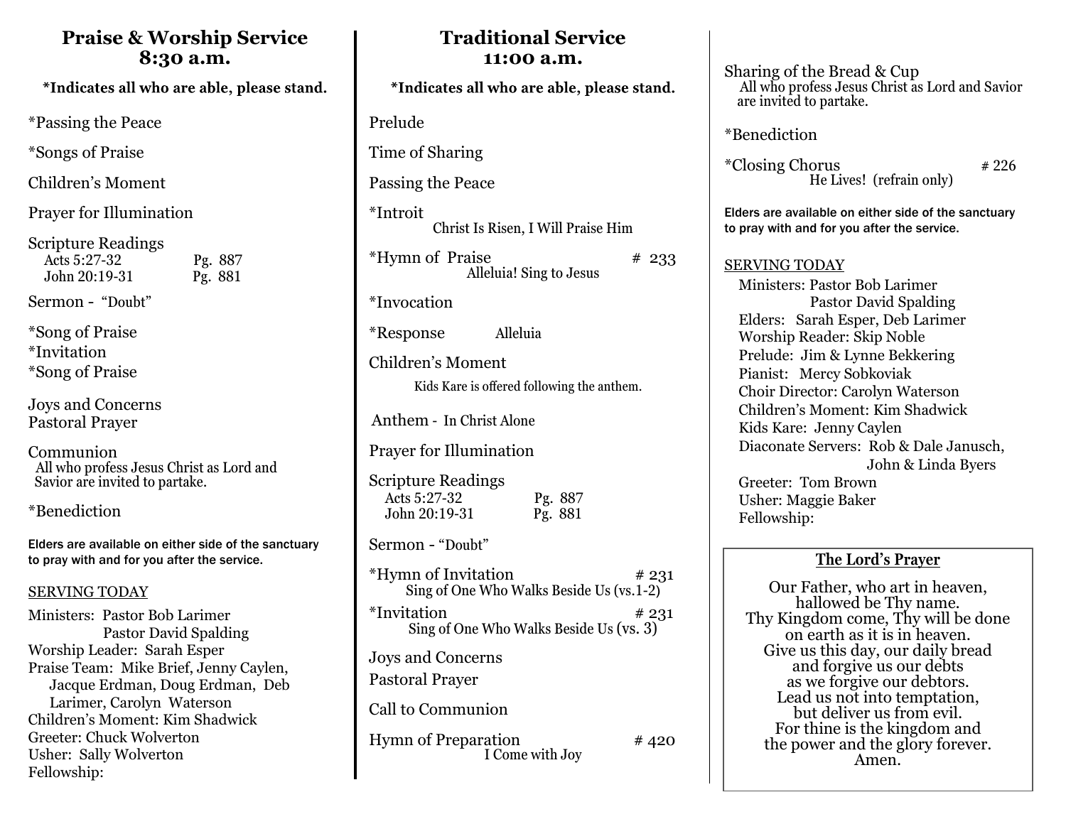## Praise & Worship Service
## 8:30 a.m.

**\*Indicates all who are able, please stand.**

*Passing the Peace

*Songs of Praise

Children's Moment

Prayer for Illumination

Scripture Readings
Acts 5:27-32 Pg. 887
John 20:19-31 Pg. 881

Sermon - "Doubt"

*Song of Praise
*Invitation
*Song of Praise

Joys and Concerns
Pastoral Prayer

Communion
All who profess Jesus Christ as Lord and Savior are invited to partake.

*Benediction

Elders are available on either side of the sanctuary to pray with and for you after the service.

SERVING TODAY

Ministers: Pastor Bob Larimer
Pastor David Spalding
Worship Leader: Sarah Esper
Praise Team: Mike Brief, Jenny Caylen, Jacque Erdman, Doug Erdman, Deb Larimer, Carolyn Waterson
Children's Moment: Kim Shadwick
Greeter: Chuck Wolverton
Usher: Sally Wolverton
Fellowship:

## Traditional Service
## 11:00 a.m.

**\*Indicates all who are able, please stand.**

Prelude

Time of Sharing

Passing the Peace

*Introit
Christ Is Risen, I Will Praise Him

*Hymn of Praise # 233
Alleluia! Sing to Jesus

*Invocation

*Response Alleluia

Children's Moment
Kids Kare is offered following the anthem.

Anthem - In Christ Alone

Prayer for Illumination

Scripture Readings
Acts 5:27-32 Pg. 887
John 20:19-31 Pg. 881

Sermon - "Doubt"

*Hymn of Invitation # 231
Sing of One Who Walks Beside Us (vs.1-2)

*Invitation # 231
Sing of One Who Walks Beside Us (vs. 3)

Joys and Concerns

Pastoral Prayer

Call to Communion

Hymn of Preparation # 420
I Come with Joy

Sharing of the Bread & Cup
All who profess Jesus Christ as Lord and Savior are invited to partake.

*Benediction

*Closing Chorus # 226
He Lives! (refrain only)

Elders are available on either side of the sanctuary to pray with and for you after the service.

SERVING TODAY

Ministers: Pastor Bob Larimer
Pastor David Spalding
Elders: Sarah Esper, Deb Larimer
Worship Reader: Skip Noble
Prelude: Jim & Lynne Bekkering
Pianist: Mercy Sobkoviak
Choir Director: Carolyn Waterson
Children's Moment: Kim Shadwick
Kids Kare: Jenny Caylen
Diaconate Servers: Rob & Dale Janusch, John & Linda Byers
Greeter: Tom Brown
Usher: Maggie Baker
Fellowship:

### The Lord's Prayer

Our Father, who art in heaven,
hallowed be Thy name.
Thy Kingdom come, Thy will be done
on earth as it is in heaven.
Give us this day, our daily bread
and forgive us our debts
as we forgive our debtors.
Lead us not into temptation,
but deliver us from evil.
For thine is the kingdom and
the power and the glory forever.
Amen.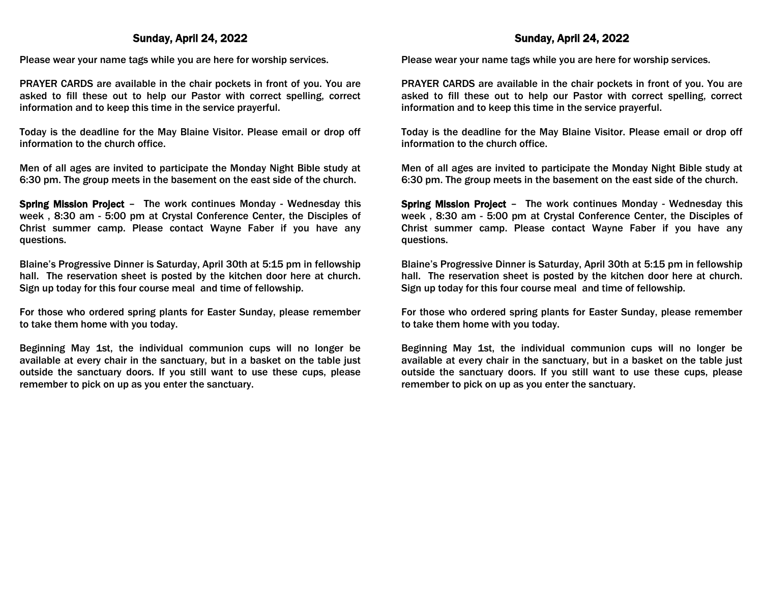## Sunday, April 24, 2022

Please wear your name tags while you are here for worship services.

PRAYER CARDS are available in the chair pockets in front of you. You are asked to fill these out to help our Pastor with correct spelling, correct information and to keep this time in the service prayerful.

Today is the deadline for the May Blaine Visitor. Please email or drop off information to the church office.

Men of all ages are invited to participate the Monday Night Bible study at 6:30 pm. The group meets in the basement on the east side of the church.

**Spring Mission Project** – The work continues Monday - Wednesday this week , 8:30 am - 5:00 pm at Crystal Conference Center, the Disciples of Christ summer camp. Please contact Wayne Faber if you have any questions.

Blaine's Progressive Dinner is Saturday, April 30th at 5:15 pm in fellowship hall. The reservation sheet is posted by the kitchen door here at church. Sign up today for this four course meal and time of fellowship.

For those who ordered spring plants for Easter Sunday, please remember to take them home with you today.

Beginning May 1st, the individual communion cups will no longer be available at every chair in the sanctuary, but in a basket on the table just outside the sanctuary doors. If you still want to use these cups, please remember to pick on up as you enter the sanctuary.

## Sunday, April 24, 2022

Please wear your name tags while you are here for worship services.

PRAYER CARDS are available in the chair pockets in front of you. You are asked to fill these out to help our Pastor with correct spelling, correct information and to keep this time in the service prayerful.

Today is the deadline for the May Blaine Visitor. Please email or drop off information to the church office.

Men of all ages are invited to participate the Monday Night Bible study at 6:30 pm. The group meets in the basement on the east side of the church.

**Spring Mission Project** – The work continues Monday - Wednesday this week , 8:30 am - 5:00 pm at Crystal Conference Center, the Disciples of Christ summer camp. Please contact Wayne Faber if you have any questions.

Blaine's Progressive Dinner is Saturday, April 30th at 5:15 pm in fellowship hall. The reservation sheet is posted by the kitchen door here at church. Sign up today for this four course meal and time of fellowship.

For those who ordered spring plants for Easter Sunday, please remember to take them home with you today.

Beginning May 1st, the individual communion cups will no longer be available at every chair in the sanctuary, but in a basket on the table just outside the sanctuary doors. If you still want to use these cups, please remember to pick on up as you enter the sanctuary.